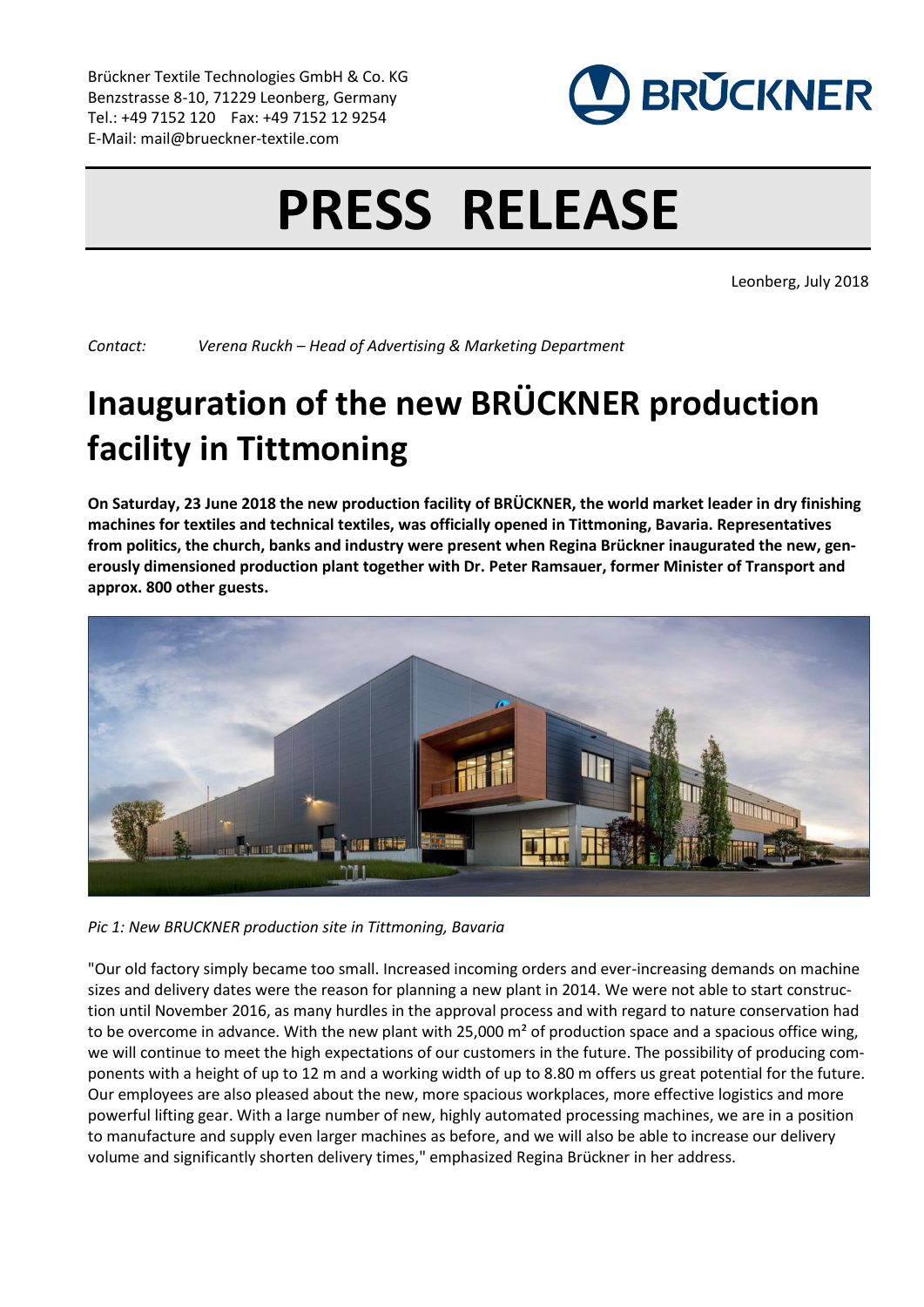Brückner Textile Technologies GmbH & Co. KG
Benzstrasse 8-10, 71229 Leonberg, Germany
Tel.: +49 7152 120    Fax: +49 7152 12 9254
E-Mail: mail@brueckner-textile.com

# PRESS RELEASE

Leonberg, July 2018

*Contact:* *Verena Ruckh – Head of Advertising & Marketing Department*

# Inauguration of the new BRÜCKNER production facility in Tittmoning

**On Saturday, 23 June 2018 the new production facility of BRÜCKNER, the world market leader in dry finishing machines for textiles and technical textiles, was officially opened in Tittmoning, Bavaria. Representatives from politics, the church, banks and industry were present when Regina Brückner inaugurated the new, generously dimensioned production plant together with Dr. Peter Ramsauer, former Minister of Transport and approx. 800 other guests.**

*Pic 1: New BRUCKNER production site in Tittmoning, Bavaria*

"Our old factory simply became too small. Increased incoming orders and ever-increasing demands on machine sizes and delivery dates were the reason for planning a new plant in 2014. We were not able to start construction until November 2016, as many hurdles in the approval process and with regard to nature conservation had to be overcome in advance. With the new plant with 25,000 m² of production space and a spacious office wing, we will continue to meet the high expectations of our customers in the future. The possibility of producing components with a height of up to 12 m and a working width of up to 8.80 m offers us great potential for the future. Our employees are also pleased about the new, more spacious workplaces, more effective logistics and more powerful lifting gear. With a large number of new, highly automated processing machines, we are in a position to manufacture and supply even larger machines as before, and we will also be able to increase our delivery volume and significantly shorten delivery times," emphasized Regina Brückner in her address.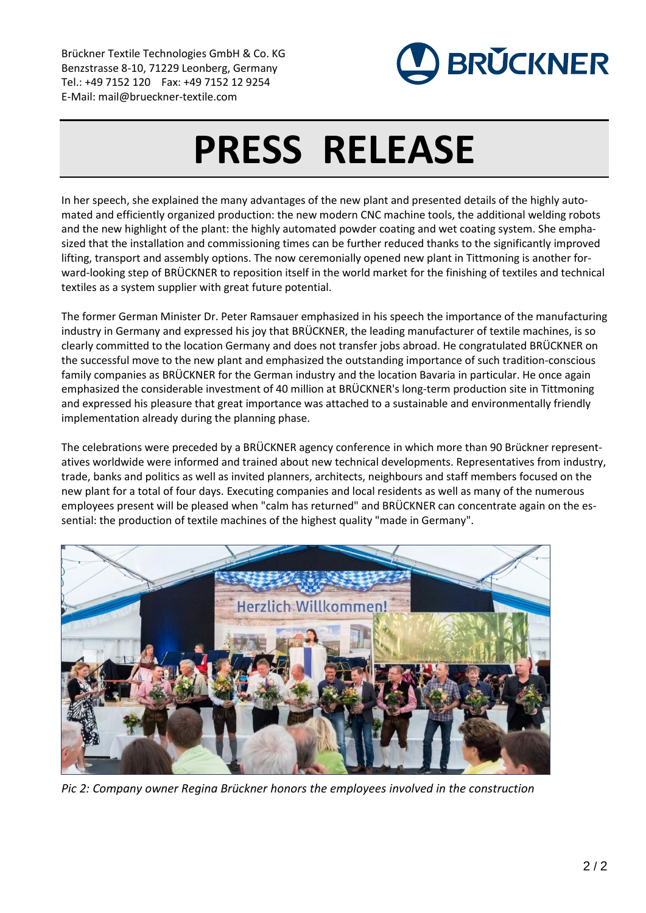Brückner Textile Technologies GmbH & Co. KG
Benzstrasse 8-10, 71229 Leonberg, Germany
Tel.: +49 7152 120    Fax: +49 7152 12 9254
E-Mail: mail@brueckner-textile.com

# PRESS RELEASE

In her speech, she explained the many advantages of the new plant and presented details of the highly automated and efficiently organized production: the new modern CNC machine tools, the additional welding robots and the new highlight of the plant: the highly automated powder coating and wet coating system. She emphasized that the installation and commissioning times can be further reduced thanks to the significantly improved lifting, transport and assembly options. The now ceremonially opened new plant in Tittmoning is another forward-looking step of BRÜCKNER to reposition itself in the world market for the finishing of textiles and technical textiles as a system supplier with great future potential.

The former German Minister Dr. Peter Ramsauer emphasized in his speech the importance of the manufacturing industry in Germany and expressed his joy that BRÜCKNER, the leading manufacturer of textile machines, is so clearly committed to the location Germany and does not transfer jobs abroad. He congratulated BRÜCKNER on the successful move to the new plant and emphasized the outstanding importance of such tradition-conscious family companies as BRÜCKNER for the German industry and the location Bavaria in particular. He once again emphasized the considerable investment of 40 million at BRÜCKNER's long-term production site in Tittmoning and expressed his pleasure that great importance was attached to a sustainable and environmentally friendly implementation already during the planning phase.

The celebrations were preceded by a BRÜCKNER agency conference in which more than 90 Brückner representatives worldwide were informed and trained about new technical developments. Representatives from industry, trade, banks and politics as well as invited planners, architects, neighbours and staff members focused on the new plant for a total of four days. Executing companies and local residents as well as many of the numerous employees present will be pleased when "calm has returned" and BRÜCKNER can concentrate again on the essential: the production of textile machines of the highest quality "made in Germany".

*Pic 2: Company owner Regina Brückner honors the employees involved in the construction*